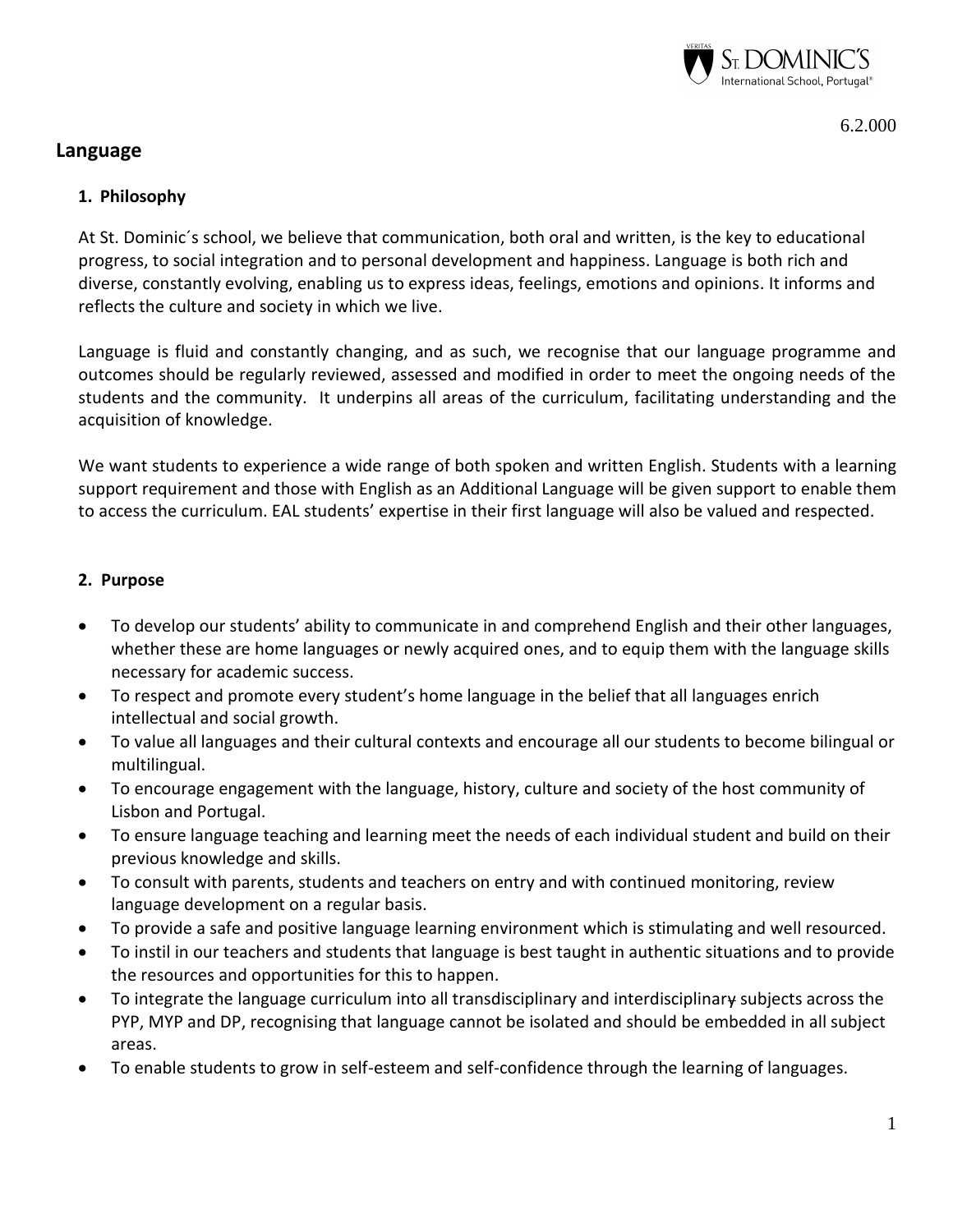6.2.000

# Language

## 1. Philosophy

At St. Dominic´s school, we believe that communication, both oral and written, is the key to educational progress, to social integration and to personal development and happiness. Language is both rich and diverse, constantly evolving, enabling us to express ideas, feelings, emotions and opinions. It informs and reflects the culture and society in which we live.

Language is fluid and constantly changing, and as such, we recognise that our language programme and outcomes should be regularly reviewed, assessed and modified in order to meet the ongoing needs of the students and the community. It underpins all areas of the curriculum, facilitating understanding and the acquisition of knowledge.

We want students to experience a wide range of both spoken and written English. Students with a learning support requirement and those with English as an Additional Language will be given support to enable them to access the curriculum. EAL students' expertise in their first language will also be valued and respected.

## 2. Purpose

- To develop our students' ability to communicate in and comprehend English and their other languages, whether these are home languages or newly acquired ones, and to equip them with the language skills necessary for academic success.
- To respect and promote every student's home language in the belief that all languages enrich intellectual and social growth.
- To value all languages and their cultural contexts and encourage all our students to become bilingual or multilingual.
- To encourage engagement with the language, history, culture and society of the host community of Lisbon and Portugal.
- To ensure language teaching and learning meet the needs of each individual student and build on their previous knowledge and skills.
- To consult with parents, students and teachers on entry and with continued monitoring, review language development on a regular basis.
- To provide a safe and positive language learning environment which is stimulating and well resourced.
- To instil in our teachers and students that language is best taught in authentic situations and to provide the resources and opportunities for this to happen.
- To integrate the language curriculum into all transdisciplinary and interdisciplinary subjects across the PYP, MYP and DP, recognising that language cannot be isolated and should be embedded in all subject areas.
- To enable students to grow in self-esteem and self-confidence through the learning of languages.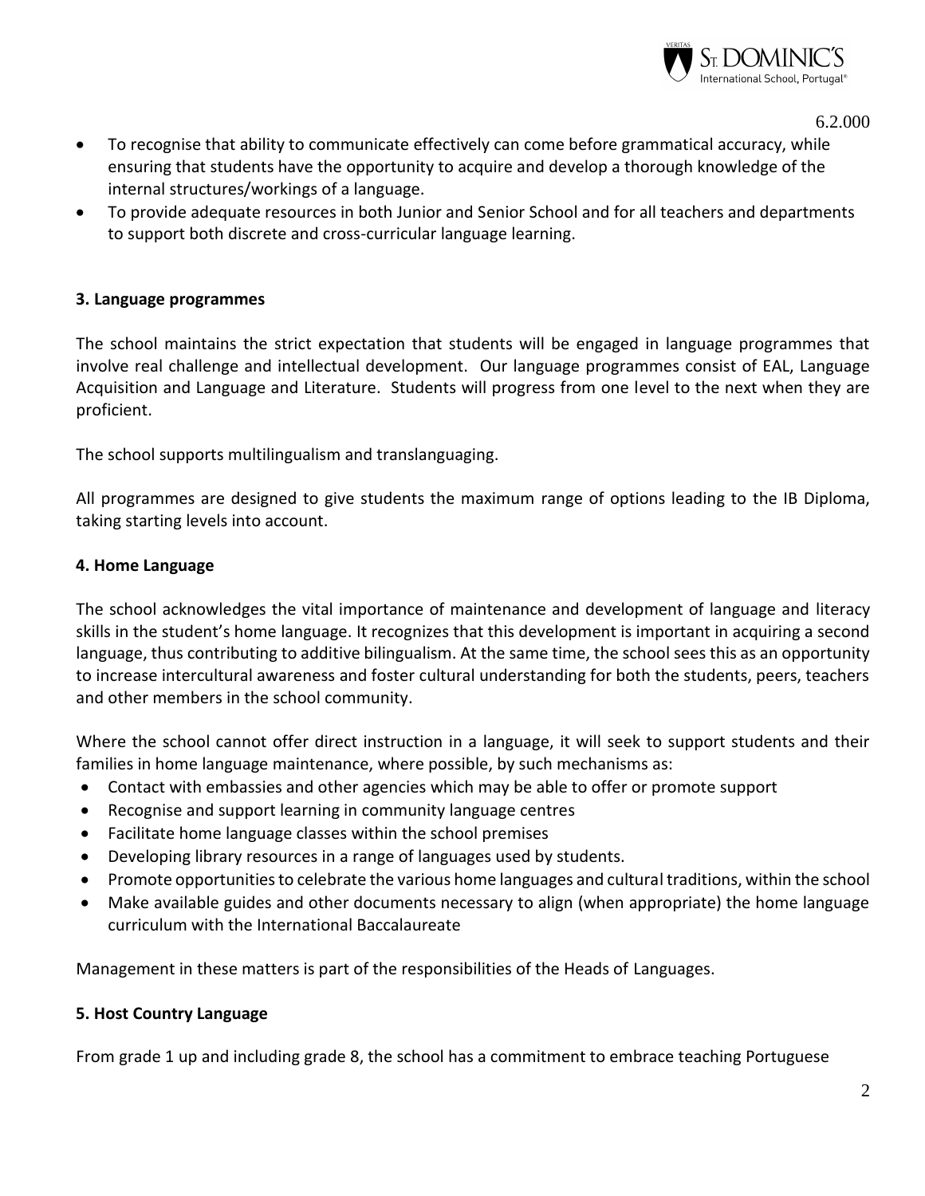- To recognise that ability to communicate effectively can come before grammatical accuracy, while ensuring that students have the opportunity to acquire and develop a thorough knowledge of the internal structures/workings of a language.
- To provide adequate resources in both Junior and Senior School and for all teachers and departments to support both discrete and cross-curricular language learning.

### 3. Language programmes

The school maintains the strict expectation that students will be engaged in language programmes that involve real challenge and intellectual development. Our language programmes consist of EAL, Language Acquisition and Language and Literature. Students will progress from one level to the next when they are proficient.

The school supports multilingualism and translanguaging.

All programmes are designed to give students the maximum range of options leading to the IB Diploma, taking starting levels into account.

### 4. Home Language

The school acknowledges the vital importance of maintenance and development of language and literacy skills in the student's home language. It recognizes that this development is important in acquiring a second language, thus contributing to additive bilingualism. At the same time, the school sees this as an opportunity to increase intercultural awareness and foster cultural understanding for both the students, peers, teachers and other members in the school community.

Where the school cannot offer direct instruction in a language, it will seek to support students and their families in home language maintenance, where possible, by such mechanisms as:

- Contact with embassies and other agencies which may be able to offer or promote support
- Recognise and support learning in community language centres
- Facilitate home language classes within the school premises
- Developing library resources in a range of languages used by students.
- Promote opportunities to celebrate the various home languages and cultural traditions, within the school
- Make available guides and other documents necessary to align (when appropriate) the home language curriculum with the International Baccalaureate

Management in these matters is part of the responsibilities of the Heads of Languages.

### 5. Host Country Language

From grade 1 up and including grade 8, the school has a commitment to embrace teaching Portuguese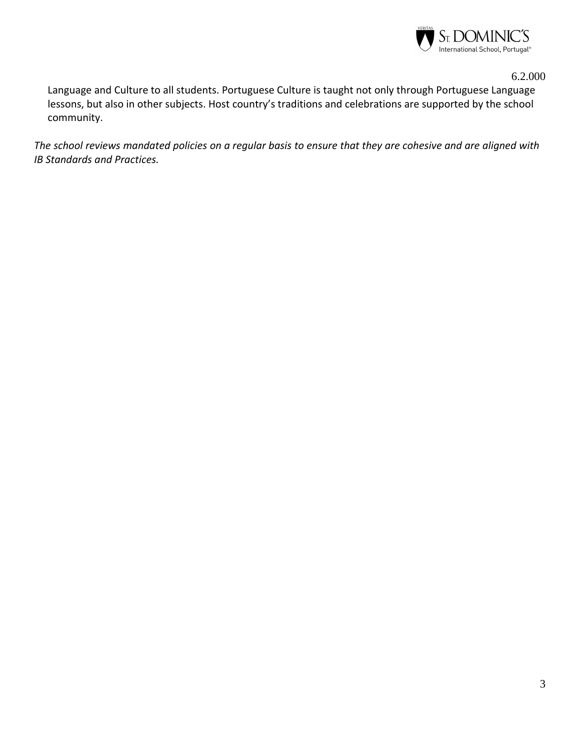Language and Culture to all students. Portuguese Culture is taught not only through Portuguese Language lessons, but also in other subjects. Host country's traditions and celebrations are supported by the school community.

*The school reviews mandated policies on a regular basis to ensure that they are cohesive and are aligned with IB Standards and Practices.*